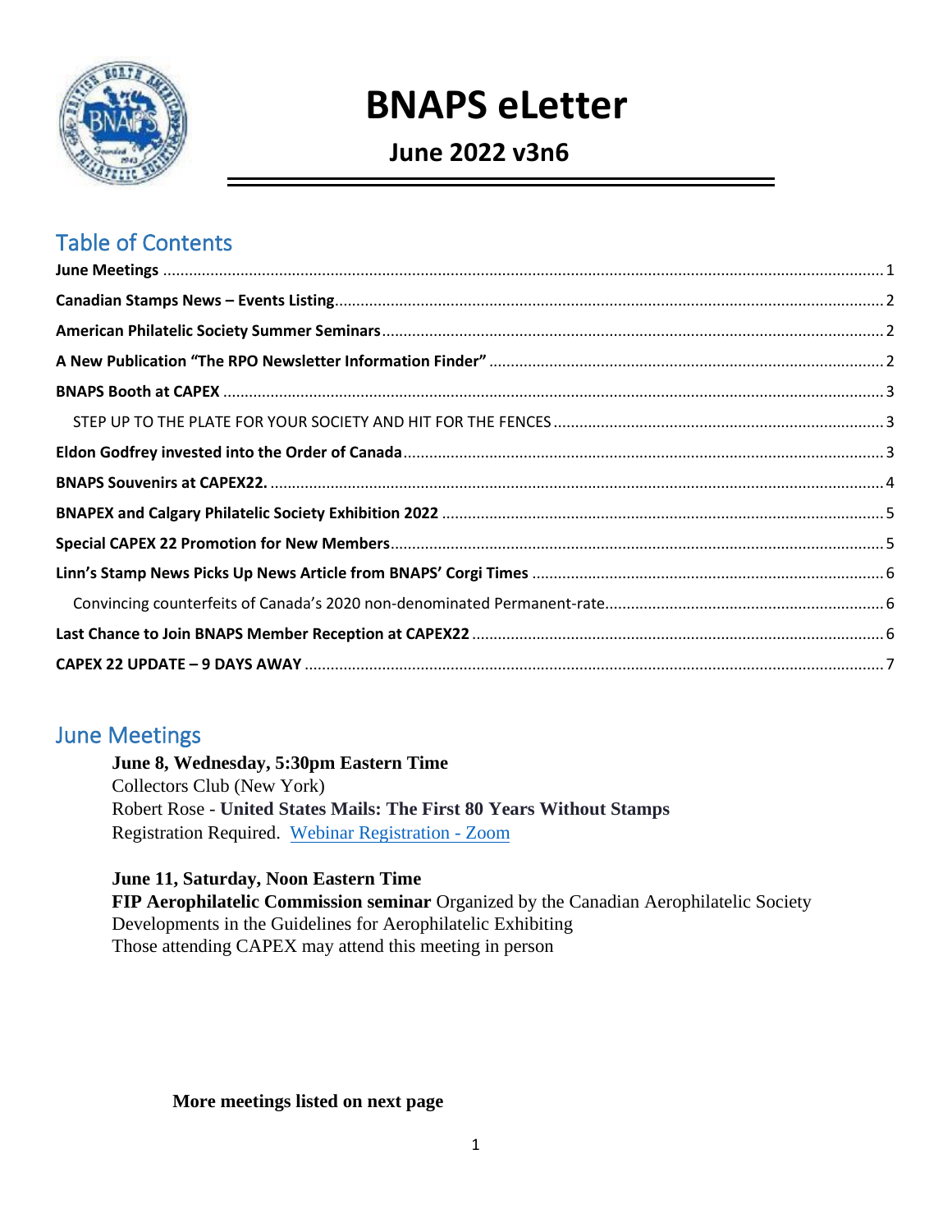# BNAPS eLetter

## June 2022 v3n6

## Table of Contents

**June Meetings** .......... 1
**Canadian Stamps News – Events Listing** .......... 2
**American Philatelic Society Summer Seminars** .......... 2
**A New Publication "The RPO Newsletter Information Finder"** .......... 2
**BNAPS Booth at CAPEX** .......... 3
- STEP UP TO THE PLATE FOR YOUR SOCIETY AND HIT FOR THE FENCES .......... 3

**Eldon Godfrey invested into the Order of Canada** .......... 3
**BNAPS Souvenirs at CAPEX22.** .......... 4
**BNAPEX and Calgary Philatelic Society Exhibition 2022** .......... 5
**Special CAPEX 22 Promotion for New Members** .......... 5
**Linn's Stamp News Picks Up News Article from BNAPS' Corgi Times** .......... 6
- Convincing counterfeits of Canada's 2020 non-denominated Permanent-rate .......... 6

**Last Chance to Join BNAPS Member Reception at CAPEX22** .......... 6
**CAPEX 22 UPDATE – 9 DAYS AWAY** .......... 7

## June Meetings

**June 8, Wednesday, 5:30pm Eastern Time**
Collectors Club (New York)
Robert Rose - **United States Mails: The First 80 Years Without Stamps**
Registration Required. Webinar Registration - Zoom

**June 11, Saturday, Noon Eastern Time**
**FIP Aerophilatelic Commission seminar** Organized by the Canadian Aerophilatelic Society
Developments in the Guidelines for Aerophilatelic Exhibiting
Those attending CAPEX may attend this meeting in person

**More meetings listed on next page**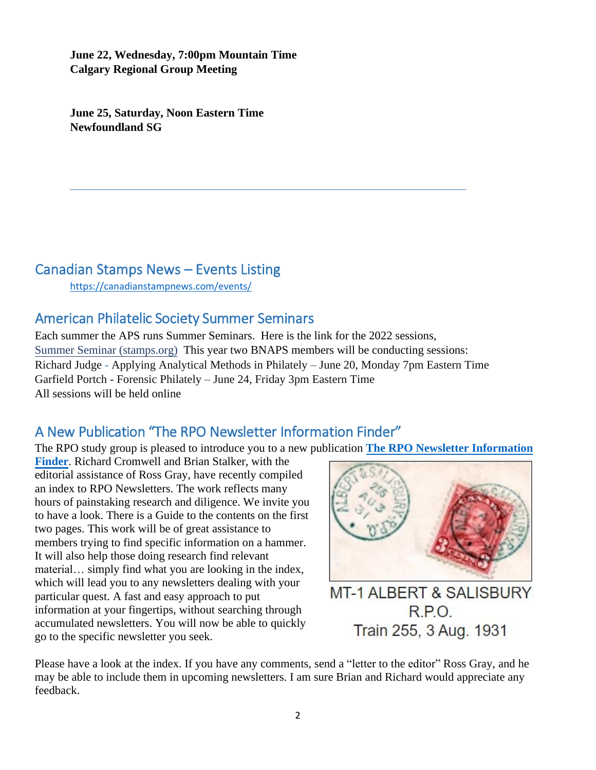**June 22, Wednesday, 7:00pm Mountain Time**
**Calgary Regional Group Meeting**

**June 25, Saturday, Noon Eastern Time**
**Newfoundland SG**

---

## Canadian Stamps News – Events Listing

https://canadianstampnews.com/events/

## American Philatelic Society Summer Seminars

Each summer the APS runs Summer Seminars. Here is the link for the 2022 sessions, Summer Seminar (stamps.org) This year two BNAPS members will be conducting sessions:
Richard Judge - Applying Analytical Methods in Philately – June 20, Monday 7pm Eastern Time
Garfield Portch - Forensic Philately – June 24, Friday 3pm Eastern Time
All sessions will be held online

## A New Publication "The RPO Newsletter Information Finder"

The RPO study group is pleased to introduce you to a new publication **The RPO Newsletter Information Finder**. Richard Cromwell and Brian Stalker, with the editorial assistance of Ross Gray, have recently compiled an index to RPO Newsletters. The work reflects many hours of painstaking research and diligence. We invite you to have a look. There is a Guide to the contents on the first two pages. This work will be of great assistance to members trying to find specific information on a hammer. It will also help those doing research find relevant material… simply find what you are looking in the index, which will lead you to any newsletters dealing with your particular quest. A fast and easy approach to put information at your fingertips, without searching through accumulated newsletters. You will now be able to quickly go to the specific newsletter you seek.

MT-1 ALBERT & SALISBURY R.P.O.
Train 255, 3 Aug. 1931

Please have a look at the index. If you have any comments, send a "letter to the editor" Ross Gray, and he may be able to include them in upcoming newsletters. I am sure Brian and Richard would appreciate any feedback.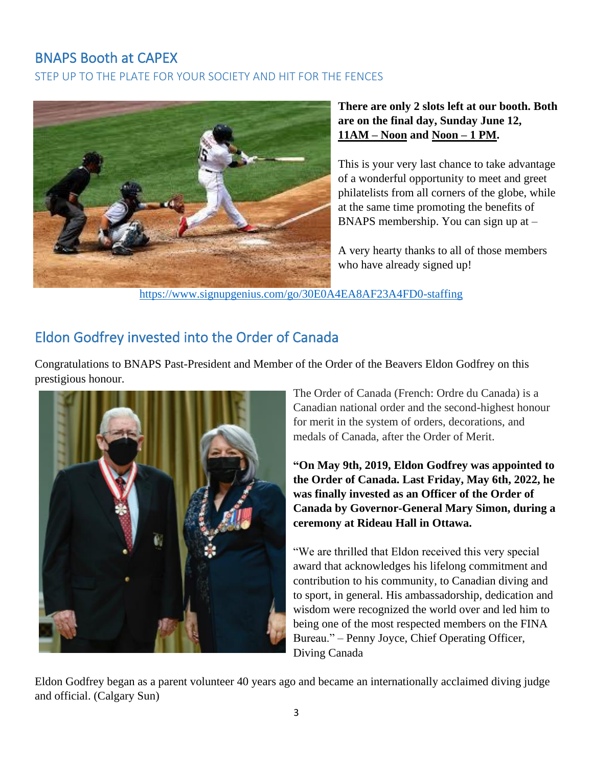## BNAPS Booth at CAPEX

STEP UP TO THE PLATE FOR YOUR SOCIETY AND HIT FOR THE FENCES

**There are only 2 slots left at our booth. Both are on the final day, Sunday June 12, 11AM – Noon and Noon – 1 PM.**

This is your very last chance to take advantage of a wonderful opportunity to meet and greet philatelists from all corners of the globe, while at the same time promoting the benefits of BNAPS membership. You can sign up at –

A very hearty thanks to all of those members who have already signed up!

https://www.signupgenius.com/go/30E0A4EA8AF23A4FD0-staffing

## Eldon Godfrey invested into the Order of Canada

Congratulations to BNAPS Past-President and Member of the Order of the Beavers Eldon Godfrey on this prestigious honour.

The Order of Canada (French: Ordre du Canada) is a Canadian national order and the second-highest honour for merit in the system of orders, decorations, and medals of Canada, after the Order of Merit.

**"On May 9th, 2019, Eldon Godfrey was appointed to the Order of Canada. Last Friday, May 6th, 2022, he was finally invested as an Officer of the Order of Canada by Governor-General Mary Simon, during a ceremony at Rideau Hall in Ottawa.**

"We are thrilled that Eldon received this very special award that acknowledges his lifelong commitment and contribution to his community, to Canadian diving and to sport, in general. His ambassadorship, dedication and wisdom were recognized the world over and led him to being one of the most respected members on the FINA Bureau." – Penny Joyce, Chief Operating Officer, Diving Canada

Eldon Godfrey began as a parent volunteer 40 years ago and became an internationally acclaimed diving judge and official. (Calgary Sun)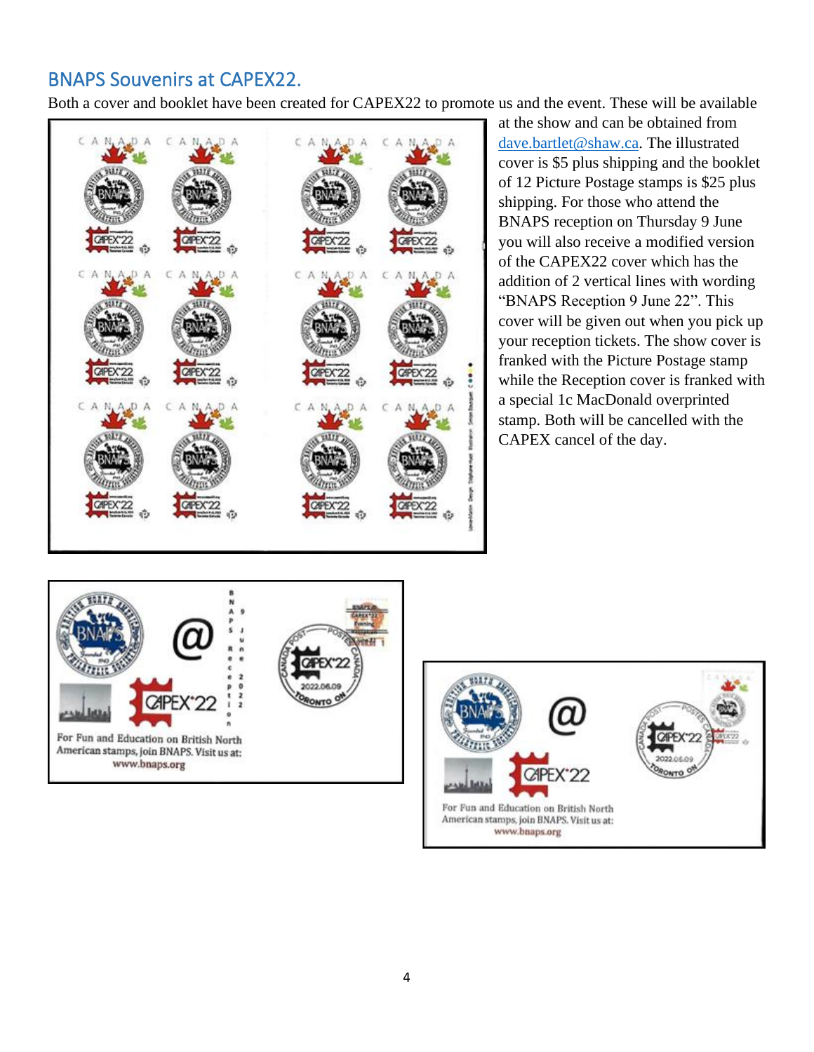## BNAPS Souvenirs at CAPEX22.

Both a cover and booklet have been created for CAPEX22 to promote us and the event. These will be available at the show and can be obtained from dave.bartlet@shaw.ca. The illustrated cover is $5 plus shipping and the booklet of 12 Picture Postage stamps is $25 plus shipping. For those who attend the BNAPS reception on Thursday 9 June you will also receive a modified version of the CAPEX22 cover which has the addition of 2 vertical lines with wording "BNAPS Reception 9 June 22". This cover will be given out when you pick up your reception tickets. The show cover is franked with the Picture Postage stamp while the Reception cover is franked with a special 1c MacDonald overprinted stamp. Both will be cancelled with the CAPEX cancel of the day.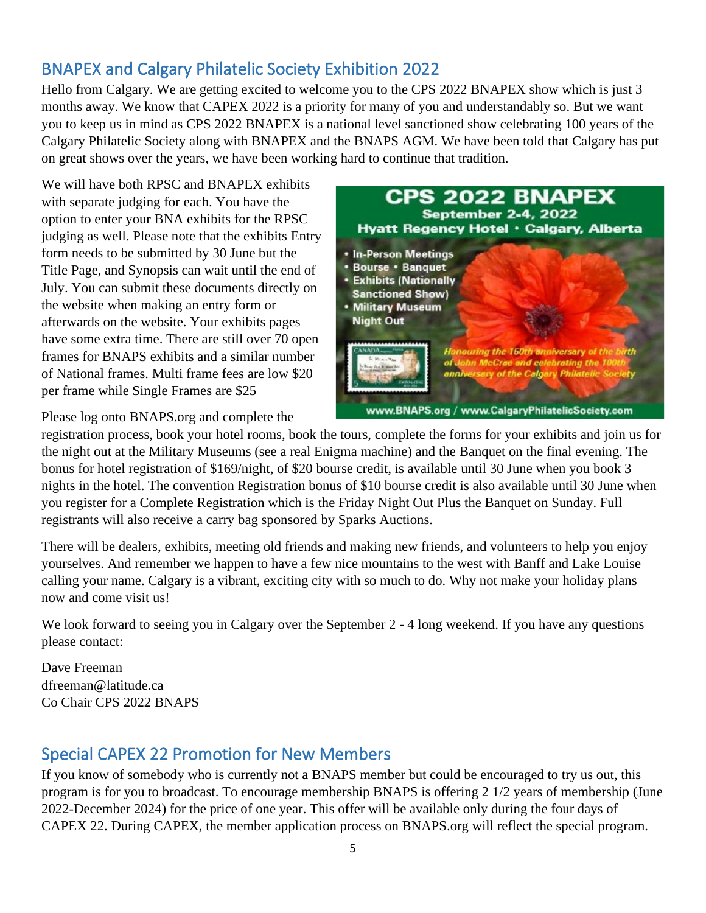## BNAPEX and Calgary Philatelic Society Exhibition 2022

Hello from Calgary. We are getting excited to welcome you to the CPS 2022 BNAPEX show which is just 3 months away. We know that CAPEX 2022 is a priority for many of you and understandably so. But we want you to keep us in mind as CPS 2022 BNAPEX is a national level sanctioned show celebrating 100 years of the Calgary Philatelic Society along with BNAPEX and the BNAPS AGM. We have been told that Calgary has put on great shows over the years, we have been working hard to continue that tradition.

We will have both RPSC and BNAPEX exhibits with separate judging for each. You have the option to enter your BNA exhibits for the RPSC judging as well. Please note that the exhibits Entry form needs to be submitted by 30 June but the Title Page, and Synopsis can wait until the end of July. You can submit these documents directly on the website when making an entry form or afterwards on the website. Your exhibits pages have some extra time. There are still over 70 open frames for BNAPS exhibits and a similar number of National frames. Multi frame fees are low $20 per frame while Single Frames are $25

**CPS 2022 BNAPEX**
**September 2-4, 2022**
**Hyatt Regency Hotel • Calgary, Alberta**

- In-Person Meetings
- Bourse • Banquet
- Exhibits (Nationally Sanctioned Show)
- Military Museum Night Out

*Honouring the 150th anniversary of the birth of John McCrae and celebrating the 100th anniversary of the Calgary Philatelic Society*

www.BNAPS.org / www.CalgaryPhilatelicSociety.com

Please log onto BNAPS.org and complete the registration process, book your hotel rooms, book the tours, complete the forms for your exhibits and join us for the night out at the Military Museums (see a real Enigma machine) and the Banquet on the final evening. The bonus for hotel registration of $169/night, of $20 bourse credit, is available until 30 June when you book 3 nights in the hotel. The convention Registration bonus of $10 bourse credit is also available until 30 June when you register for a Complete Registration which is the Friday Night Out Plus the Banquet on Sunday. Full registrants will also receive a carry bag sponsored by Sparks Auctions.

There will be dealers, exhibits, meeting old friends and making new friends, and volunteers to help you enjoy yourselves. And remember we happen to have a few nice mountains to the west with Banff and Lake Louise calling your name. Calgary is a vibrant, exciting city with so much to do. Why not make your holiday plans now and come visit us!

We look forward to seeing you in Calgary over the September 2 - 4 long weekend. If you have any questions please contact:

Dave Freeman
dfreeman@latitude.ca
Co Chair CPS 2022 BNAPS

## Special CAPEX 22 Promotion for New Members

If you know of somebody who is currently not a BNAPS member but could be encouraged to try us out, this program is for you to broadcast. To encourage membership BNAPS is offering 2 1/2 years of membership (June 2022-December 2024) for the price of one year. This offer will be available only during the four days of CAPEX 22. During CAPEX, the member application process on BNAPS.org will reflect the special program.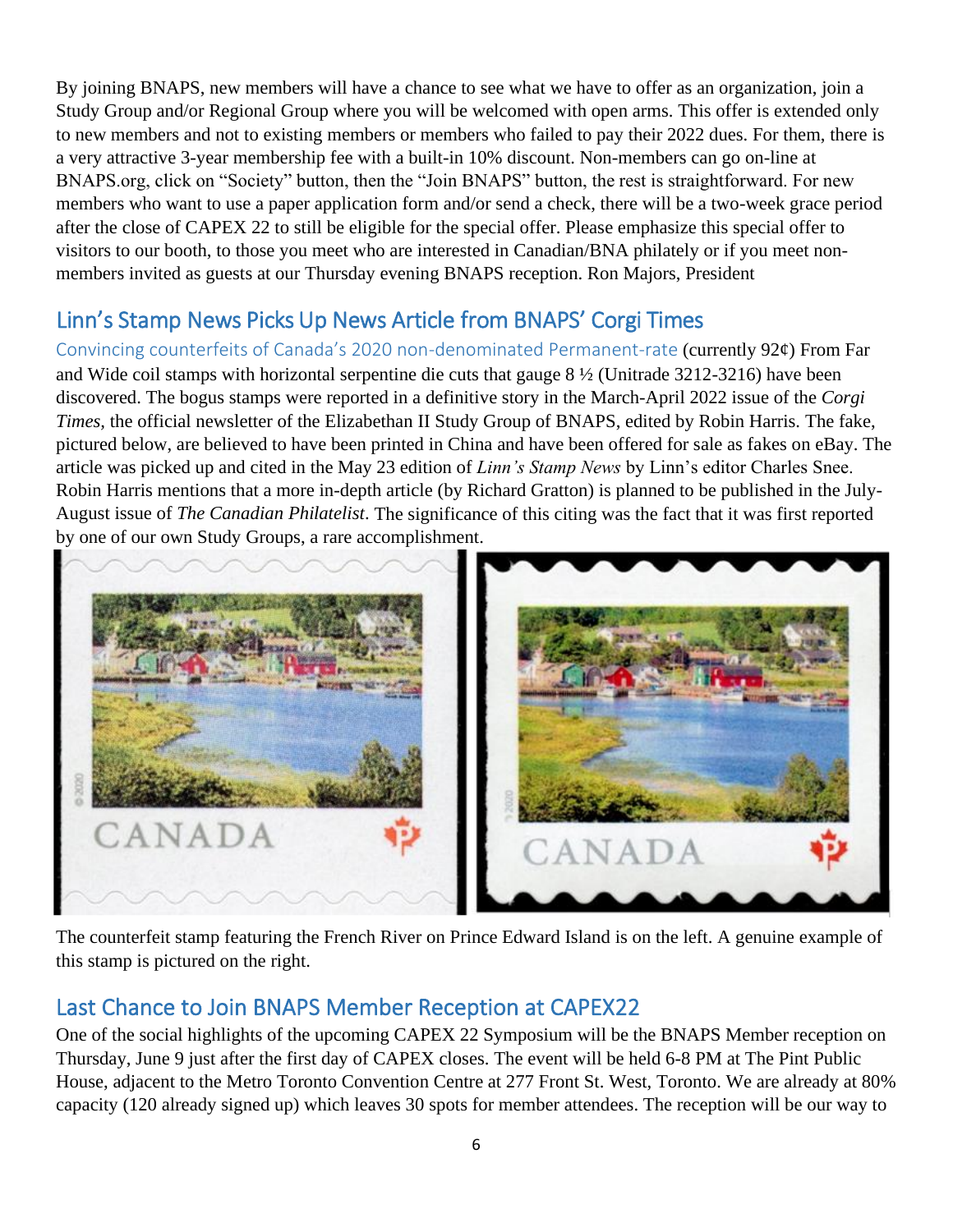By joining BNAPS, new members will have a chance to see what we have to offer as an organization, join a Study Group and/or Regional Group where you will be welcomed with open arms. This offer is extended only to new members and not to existing members or members who failed to pay their 2022 dues. For them, there is a very attractive 3-year membership fee with a built-in 10% discount. Non-members can go on-line at BNAPS.org, click on "Society" button, then the "Join BNAPS" button, the rest is straightforward. For new members who want to use a paper application form and/or send a check, there will be a two-week grace period after the close of CAPEX 22 to still be eligible for the special offer. Please emphasize this special offer to visitors to our booth, to those you meet who are interested in Canadian/BNA philately or if you meet non-members invited as guests at our Thursday evening BNAPS reception. Ron Majors, President

## Linn's Stamp News Picks Up News Article from BNAPS' Corgi Times

Convincing counterfeits of Canada's 2020 non-denominated Permanent-rate (currently 92¢) From Far and Wide coil stamps with horizontal serpentine die cuts that gauge 8 ½ (Unitrade 3212-3216) have been discovered. The bogus stamps were reported in a definitive story in the March-April 2022 issue of the *Corgi Times*, the official newsletter of the Elizabethan II Study Group of BNAPS, edited by Robin Harris. The fake, pictured below, are believed to have been printed in China and have been offered for sale as fakes on eBay. The article was picked up and cited in the May 23 edition of *Linn's Stamp News* by Linn's editor Charles Snee. Robin Harris mentions that a more in-depth article (by Richard Gratton) is planned to be published in the July-August issue of *The Canadian Philatelist*. The significance of this citing was the fact that it was first reported by one of our own Study Groups, a rare accomplishment.

The counterfeit stamp featuring the French River on Prince Edward Island is on the left. A genuine example of this stamp is pictured on the right.

## Last Chance to Join BNAPS Member Reception at CAPEX22

One of the social highlights of the upcoming CAPEX 22 Symposium will be the BNAPS Member reception on Thursday, June 9 just after the first day of CAPEX closes. The event will be held 6-8 PM at The Pint Public House, adjacent to the Metro Toronto Convention Centre at 277 Front St. West, Toronto. We are already at 80% capacity (120 already signed up) which leaves 30 spots for member attendees. The reception will be our way to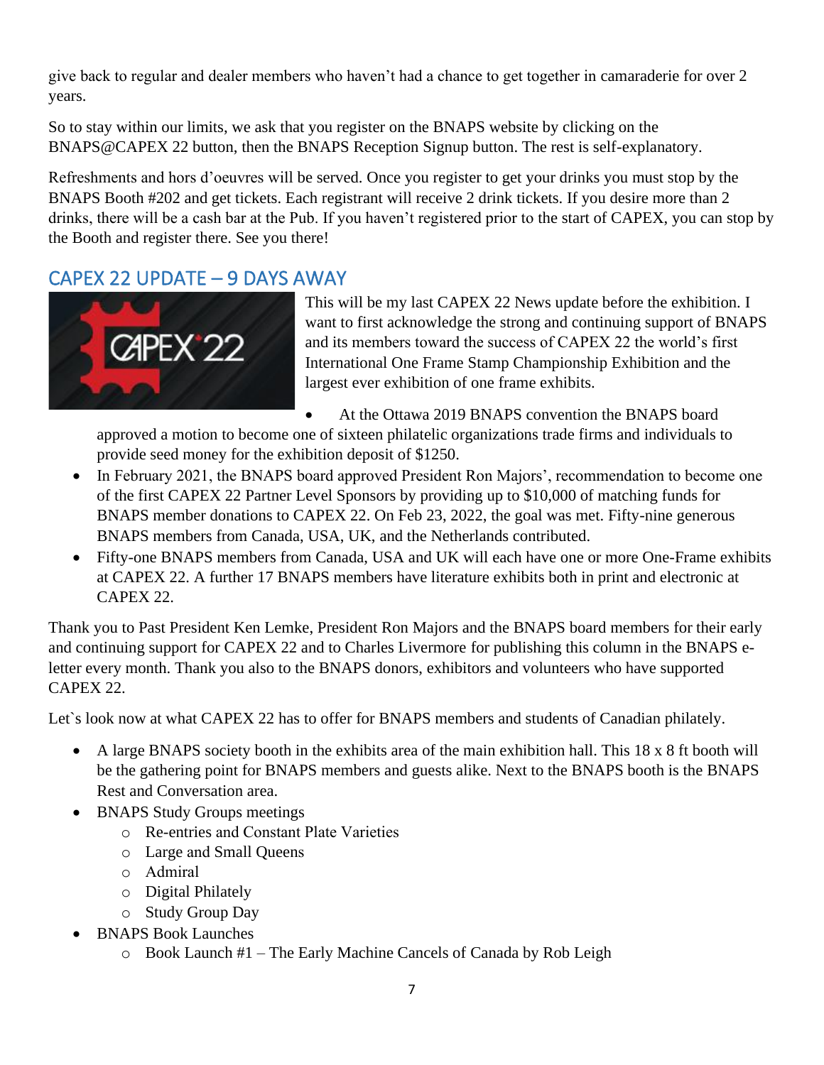give back to regular and dealer members who haven't had a chance to get together in camaraderie for over 2 years.

So to stay within our limits, we ask that you register on the BNAPS website by clicking on the BNAPS@CAPEX 22 button, then the BNAPS Reception Signup button. The rest is self-explanatory.

Refreshments and hors d'oeuvres will be served. Once you register to get your drinks you must stop by the BNAPS Booth #202 and get tickets. Each registrant will receive 2 drink tickets. If you desire more than 2 drinks, there will be a cash bar at the Pub. If you haven't registered prior to the start of CAPEX, you can stop by the Booth and register there. See you there!

## CAPEX 22 UPDATE – 9 DAYS AWAY

This will be my last CAPEX 22 News update before the exhibition. I want to first acknowledge the strong and continuing support of BNAPS and its members toward the success of CAPEX 22 the world's first International One Frame Stamp Championship Exhibition and the largest ever exhibition of one frame exhibits.

- At the Ottawa 2019 BNAPS convention the BNAPS board approved a motion to become one of sixteen philatelic organizations trade firms and individuals to provide seed money for the exhibition deposit of $1250.
- In February 2021, the BNAPS board approved President Ron Majors', recommendation to become one of the first CAPEX 22 Partner Level Sponsors by providing up to $10,000 of matching funds for BNAPS member donations to CAPEX 22. On Feb 23, 2022, the goal was met. Fifty-nine generous BNAPS members from Canada, USA, UK, and the Netherlands contributed.
- Fifty-one BNAPS members from Canada, USA and UK will each have one or more One-Frame exhibits at CAPEX 22. A further 17 BNAPS members have literature exhibits both in print and electronic at CAPEX 22.

Thank you to Past President Ken Lemke, President Ron Majors and the BNAPS board members for their early and continuing support for CAPEX 22 and to Charles Livermore for publishing this column in the BNAPS e-letter every month. Thank you also to the BNAPS donors, exhibitors and volunteers who have supported CAPEX 22.

Let`s look now at what CAPEX 22 has to offer for BNAPS members and students of Canadian philately.

- A large BNAPS society booth in the exhibits area of the main exhibition hall. This 18 x 8 ft booth will be the gathering point for BNAPS members and guests alike. Next to the BNAPS booth is the BNAPS Rest and Conversation area.
- BNAPS Study Groups meetings
  - Re-entries and Constant Plate Varieties
  - Large and Small Queens
  - Admiral
  - Digital Philately
  - Study Group Day
- BNAPS Book Launches
  - Book Launch #1 – The Early Machine Cancels of Canada by Rob Leigh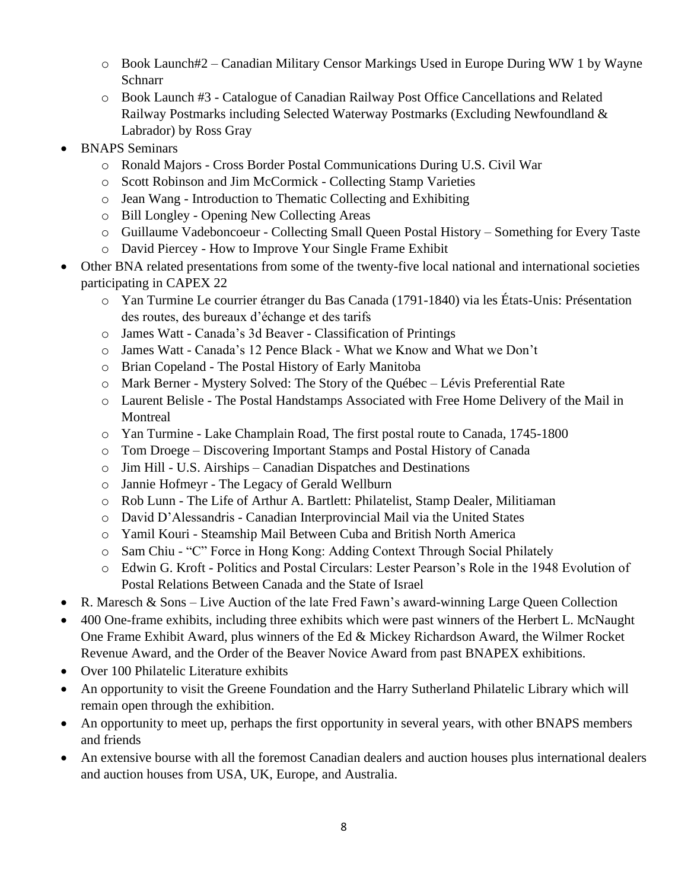- Book Launch#2 – Canadian Military Censor Markings Used in Europe During WW 1 by Wayne Schnarr
  - Book Launch #3 - Catalogue of Canadian Railway Post Office Cancellations and Related Railway Postmarks including Selected Waterway Postmarks (Excluding Newfoundland & Labrador) by Ross Gray
- BNAPS Seminars
  - Ronald Majors - Cross Border Postal Communications During U.S. Civil War
  - Scott Robinson and Jim McCormick - Collecting Stamp Varieties
  - Jean Wang - Introduction to Thematic Collecting and Exhibiting
  - Bill Longley - Opening New Collecting Areas
  - Guillaume Vadeboncoeur - Collecting Small Queen Postal History – Something for Every Taste
  - David Piercey - How to Improve Your Single Frame Exhibit
- Other BNA related presentations from some of the twenty-five local national and international societies participating in CAPEX 22
  - Yan Turmine Le courrier étranger du Bas Canada (1791-1840) via les États-Unis: Présentation des routes, des bureaux d'échange et des tarifs
  - James Watt - Canada's 3d Beaver - Classification of Printings
  - James Watt - Canada's 12 Pence Black - What we Know and What we Don't
  - Brian Copeland - The Postal History of Early Manitoba
  - Mark Berner - Mystery Solved: The Story of the Québec – Lévis Preferential Rate
  - Laurent Belisle - The Postal Handstamps Associated with Free Home Delivery of the Mail in Montreal
  - Yan Turmine - Lake Champlain Road, The first postal route to Canada, 1745-1800
  - Tom Droege – Discovering Important Stamps and Postal History of Canada
  - Jim Hill - U.S. Airships – Canadian Dispatches and Destinations
  - Jannie Hofmeyr - The Legacy of Gerald Wellburn
  - Rob Lunn - The Life of Arthur A. Bartlett: Philatelist, Stamp Dealer, Militiaman
  - David D'Alessandris - Canadian Interprovincial Mail via the United States
  - Yamil Kouri - Steamship Mail Between Cuba and British North America
  - Sam Chiu - "C" Force in Hong Kong: Adding Context Through Social Philately
  - Edwin G. Kroft - Politics and Postal Circulars: Lester Pearson's Role in the 1948 Evolution of Postal Relations Between Canada and the State of Israel
- R. Maresch & Sons – Live Auction of the late Fred Fawn's award-winning Large Queen Collection
- 400 One-frame exhibits, including three exhibits which were past winners of the Herbert L. McNaught One Frame Exhibit Award, plus winners of the Ed & Mickey Richardson Award, the Wilmer Rocket Revenue Award, and the Order of the Beaver Novice Award from past BNAPEX exhibitions.
- Over 100 Philatelic Literature exhibits
- An opportunity to visit the Greene Foundation and the Harry Sutherland Philatelic Library which will remain open through the exhibition.
- An opportunity to meet up, perhaps the first opportunity in several years, with other BNAPS members and friends
- An extensive bourse with all the foremost Canadian dealers and auction houses plus international dealers and auction houses from USA, UK, Europe, and Australia.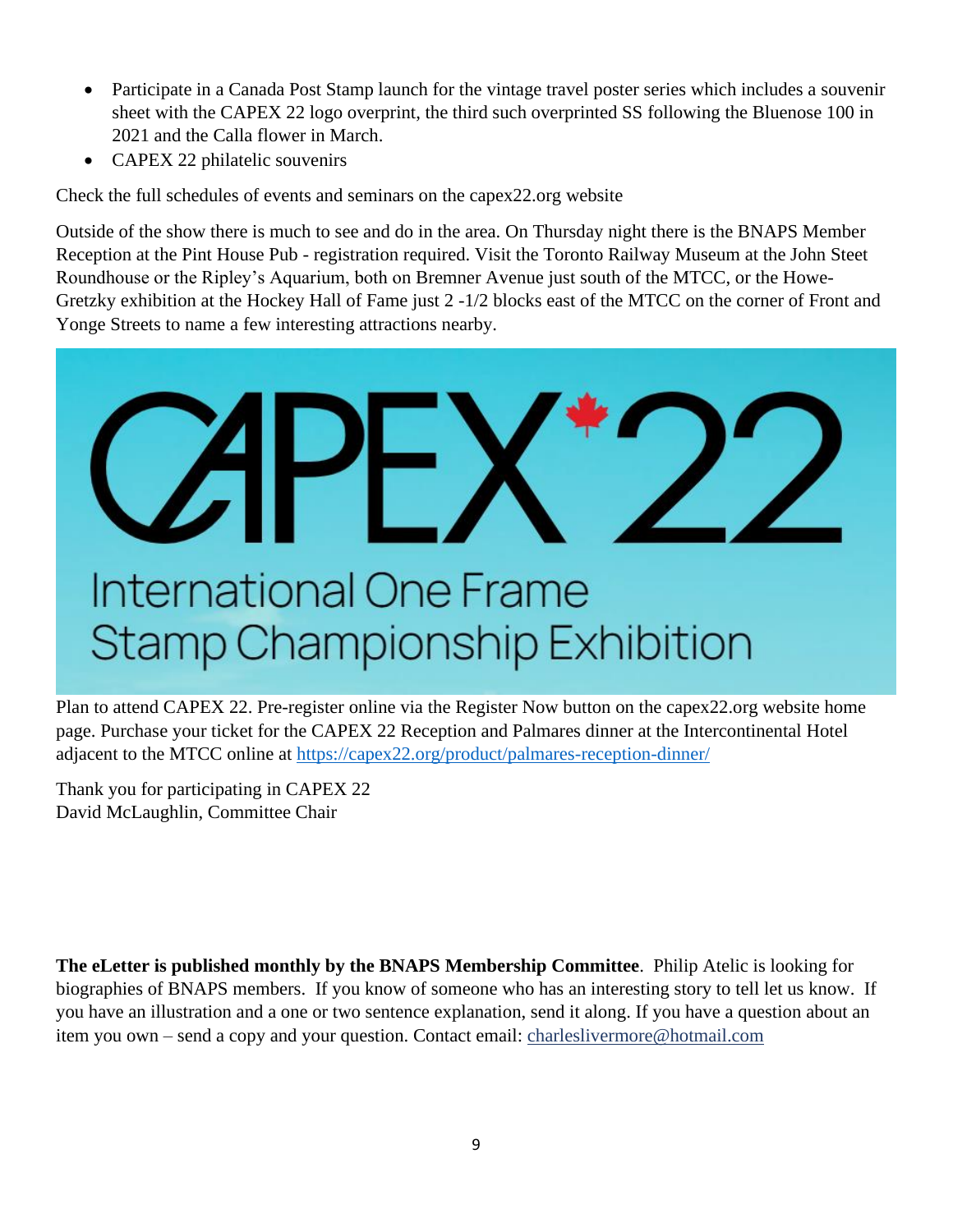- Participate in a Canada Post Stamp launch for the vintage travel poster series which includes a souvenir sheet with the CAPEX 22 logo overprint, the third such overprinted SS following the Bluenose 100 in 2021 and the Calla flower in March.
- CAPEX 22 philatelic souvenirs

Check the full schedules of events and seminars on the capex22.org website

Outside of the show there is much to see and do in the area. On Thursday night there is the BNAPS Member Reception at the Pint House Pub - registration required. Visit the Toronto Railway Museum at the John Steet Roundhouse or the Ripley's Aquarium, both on Bremner Avenue just south of the MTCC, or the Howe-Gretzky exhibition at the Hockey Hall of Fame just 2 -1/2 blocks east of the MTCC on the corner of Front and Yonge Streets to name a few interesting attractions nearby.

CAPEX 22

International One Frame Stamp Championship Exhibition

Plan to attend CAPEX 22. Pre-register online via the Register Now button on the capex22.org website home page. Purchase your ticket for the CAPEX 22 Reception and Palmares dinner at the Intercontinental Hotel adjacent to the MTCC online at https://capex22.org/product/palmares-reception-dinner/

Thank you for participating in CAPEX 22
David McLaughlin, Committee Chair

**The eLetter is published monthly by the BNAPS Membership Committee**. Philip Atelic is looking for biographies of BNAPS members. If you know of someone who has an interesting story to tell let us know. If you have an illustration and a one or two sentence explanation, send it along. If you have a question about an item you own – send a copy and your question. Contact email: charleslivermore@hotmail.com